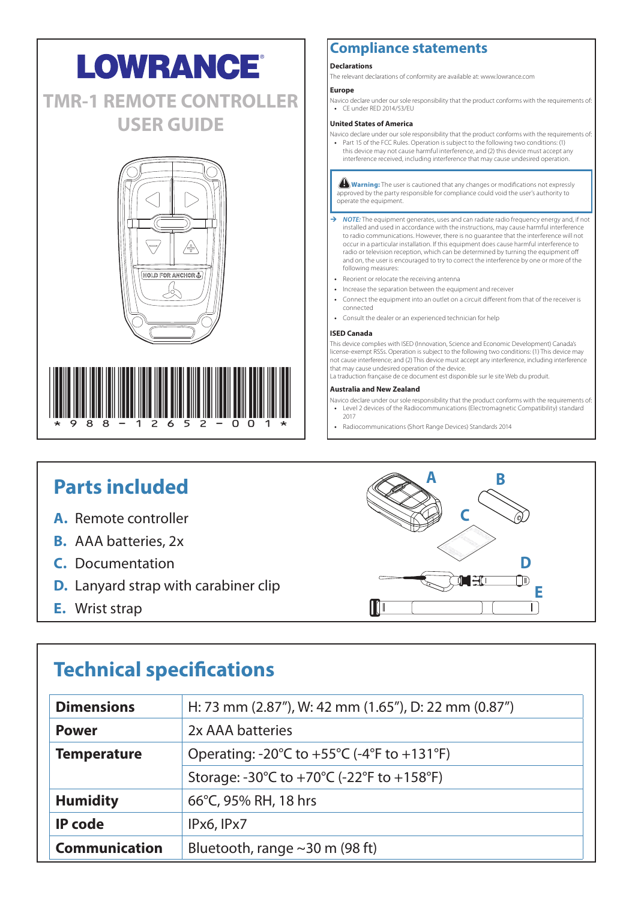# LOWRANCE

## TMR-1 REMOTE CONTROLLER USER GUIDE

HOLD FOR ANCHOR

*988-12652-001*

## Compliance statements

### Declarations

The relevant declarations of conformity are available at: www.lowrance.com

### Europe

Navico declare under our sole responsibility that the product conforms with the requirements of:

- CE under RED 2014/53/EU

### United States of America

Navico declare under our sole responsibility that the product conforms with the requirements of:

- Part 15 of the FCC Rules. Operation is subject to the following two conditions: (1) this device may not cause harmful interference, and (2) this device must accept any interference received, including interference that may cause undesired operation.

> **Warning:** The user is cautioned that any changes or modifications not expressly approved by the party responsible for compliance could void the user's authority to operate the equipment.

→ *NOTE:* The equipment generates, uses and can radiate radio frequency energy and, if not installed and used in accordance with the instructions, may cause harmful interference to radio communications. However, there is no guarantee that the interference will not occur in a particular installation. If this equipment does cause harmful interference to radio or television reception, which can be determined by turning the equipment off and on, the user is encouraged to try to correct the interference by one or more of the following measures:

- Reorient or relocate the receiving antenna
- Increase the separation between the equipment and receiver
- Connect the equipment into an outlet on a circuit different from that of the receiver is connected
- Consult the dealer or an experienced technician for help

### ISED Canada

This device complies with ISED (Innovation, Science and Economic Development) Canada's license-exempt RSSs. Operation is subject to the following two conditions: (1) This device may not cause interference; and (2) This device must accept any interference, including interference that may cause undesired operation of the device.
La traduction française de ce document est disponible sur le site Web du produit.

### Australia and New Zealand

Navico declare under our sole responsibility that the product conforms with the requirements of:

- Level 2 devices of the Radiocommunications (Electromagnetic Compatibility) standard 2017
- Radiocommunications (Short Range Devices) Standards 2014

## Parts included

- **A.** Remote controller
- **B.** AAA batteries, 2x
- **C.** Documentation
- **D.** Lanyard strap with carabiner clip
- **E.** Wrist strap

## Technical specifications

| | |
|---|---|
| **Dimensions** | H: 73 mm (2.87”), W: 42 mm (1.65”), D: 22 mm (0.87”) |
| **Power** | 2x AAA batteries |
| **Temperature** | Operating: -20°C to +55°C (-4°F to +131°F) |
| | Storage: -30°C to +70°C (-22°F to +158°F) |
| **Humidity** | 66°C, 95% RH, 18 hrs |
| **IP code** | IPx6, IPx7 |
| **Communication** | Bluetooth, range ~30 m (98 ft) |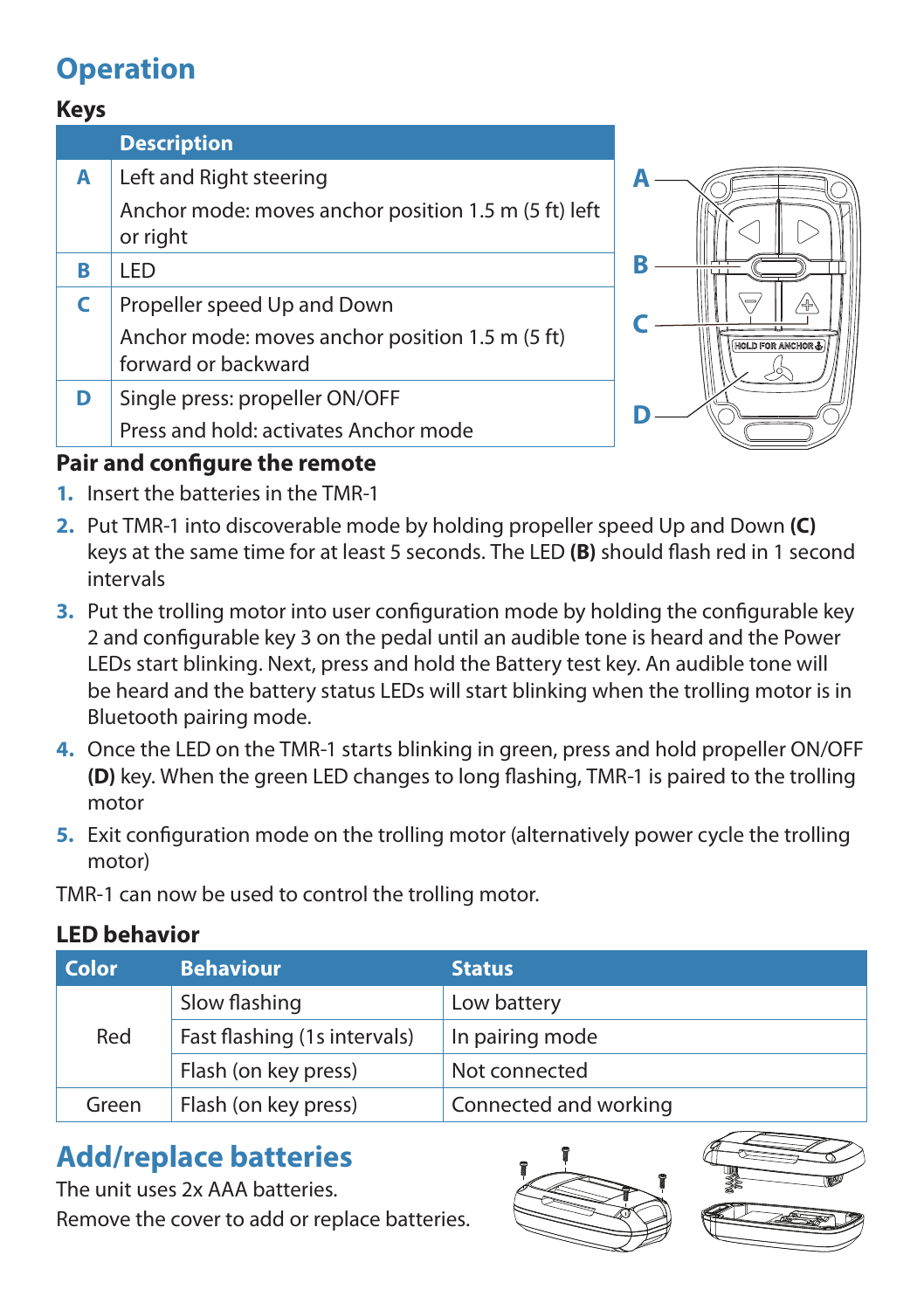# Operation

### Keys

| | Description |
|---|---|
| **A** | Left and Right steering<br>Anchor mode: moves anchor position 1.5 m (5 ft) left or right |
| **B** | LED |
| **C** | Propeller speed Up and Down<br>Anchor mode: moves anchor position 1.5 m (5 ft) forward or backward |
| **D** | Single press: propeller ON/OFF<br>Press and hold: activates Anchor mode |

A

B

C

D

HOLD FOR ANCHOR

### Pair and configure the remote

1. Insert the batteries in the TMR-1
2. Put TMR-1 into discoverable mode by holding propeller speed Up and Down **(C)** keys at the same time for at least 5 seconds. The LED **(B)** should flash red in 1 second intervals
3. Put the trolling motor into user configuration mode by holding the configurable key 2 and configurable key 3 on the pedal until an audible tone is heard and the Power LEDs start blinking. Next, press and hold the Battery test key. An audible tone will be heard and the battery status LEDs will start blinking when the trolling motor is in Bluetooth pairing mode.
4. Once the LED on the TMR-1 starts blinking in green, press and hold propeller ON/OFF **(D)** key. When the green LED changes to long flashing, TMR-1 is paired to the trolling motor
5. Exit configuration mode on the trolling motor (alternatively power cycle the trolling motor)

TMR-1 can now be used to control the trolling motor.

### LED behavior

| Color | Behaviour | Status |
|---|---|---|
| Red | Slow flashing | Low battery |
| | Fast flashing (1s intervals) | In pairing mode |
| | Flash (on key press) | Not connected |
| Green | Flash (on key press) | Connected and working |

# Add/replace batteries

The unit uses 2x AAA batteries.

Remove the cover to add or replace batteries.